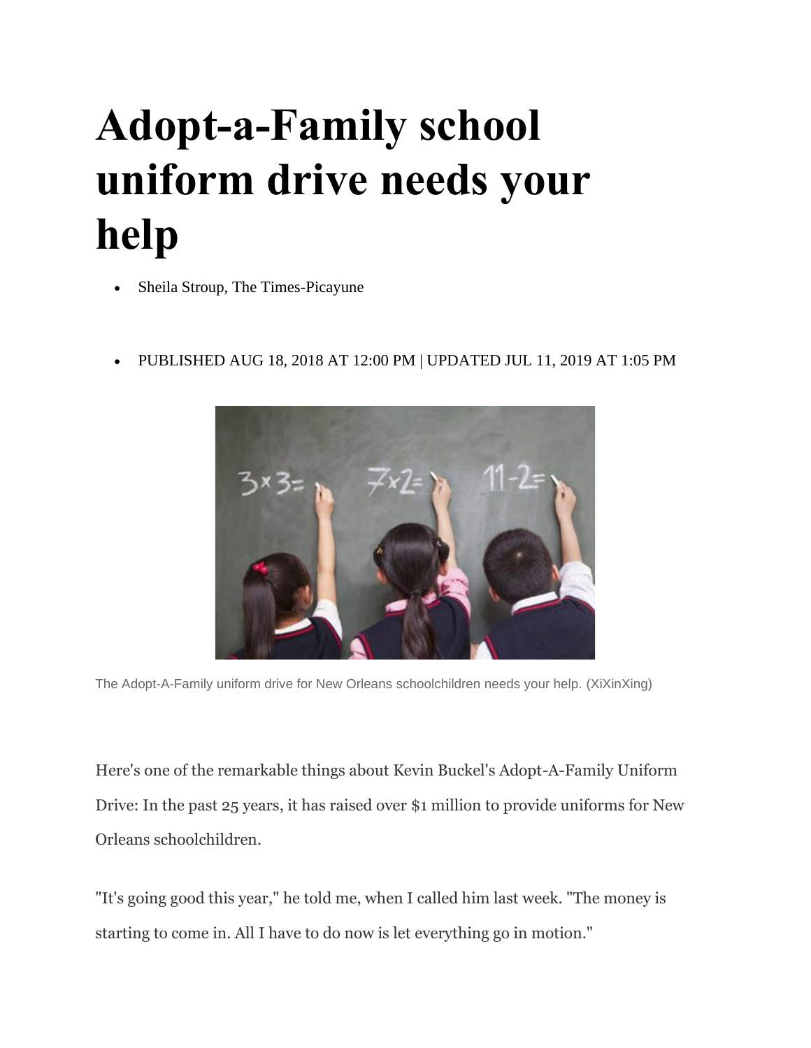# Adopt-a-Family school uniform drive needs your help

- Sheila Stroup, The Times-Picayune

- PUBLISHED AUG 18, 2018 AT 12:00 PM | UPDATED JUL 11, 2019 AT 1:05 PM

The Adopt-A-Family uniform drive for New Orleans schoolchildren needs your help. (XiXinXing)

Here's one of the remarkable things about Kevin Buckel's Adopt-A-Family Uniform Drive: In the past 25 years, it has raised over $1 million to provide uniforms for New Orleans schoolchildren.

"It's going good this year," he told me, when I called him last week. "The money is starting to come in. All I have to do now is let everything go in motion."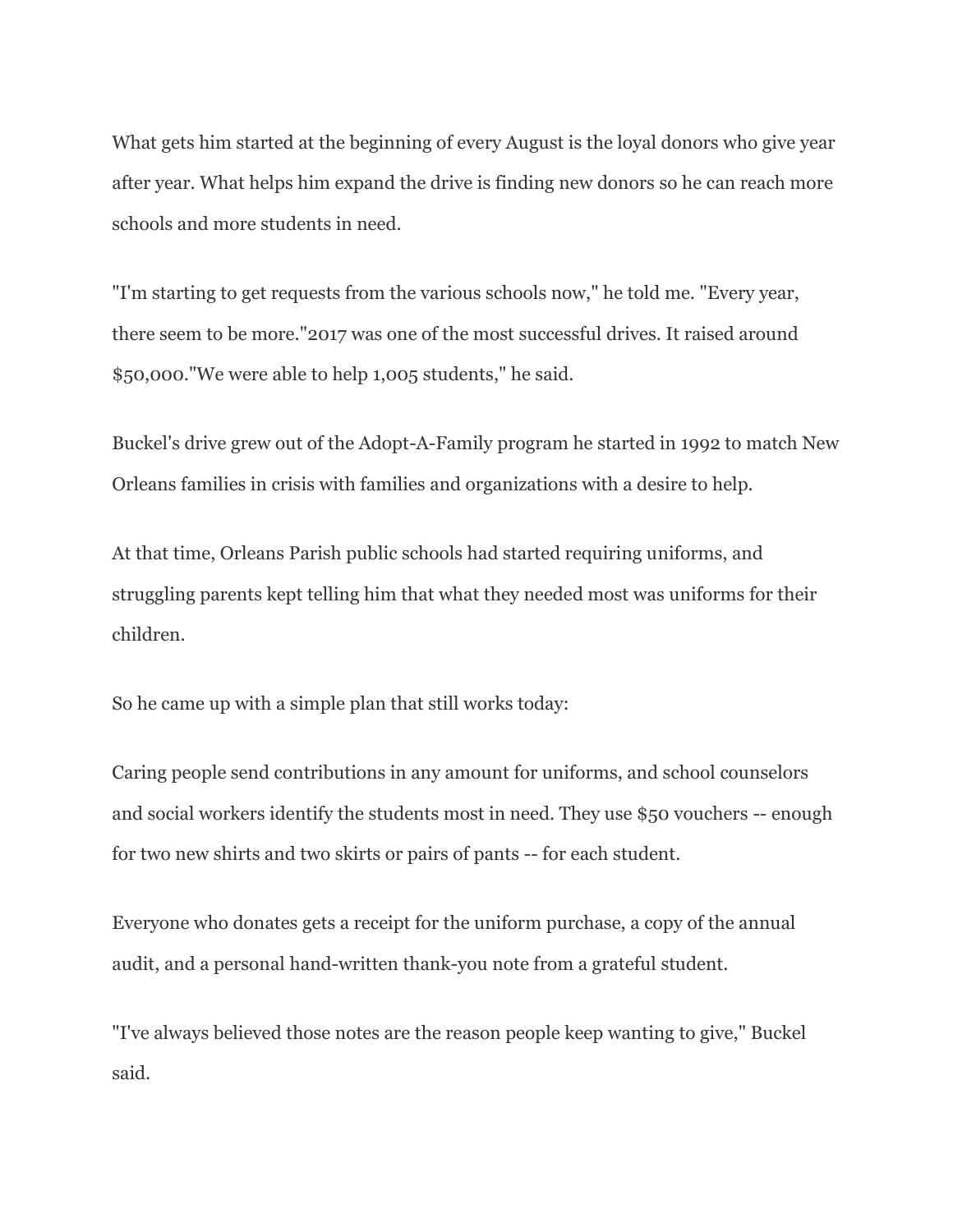What gets him started at the beginning of every August is the loyal donors who give year after year. What helps him expand the drive is finding new donors so he can reach more schools and more students in need.

"I'm starting to get requests from the various schools now," he told me. "Every year, there seem to be more."2017 was one of the most successful drives. It raised around $50,000."We were able to help 1,005 students," he said.

Buckel's drive grew out of the Adopt-A-Family program he started in 1992 to match New Orleans families in crisis with families and organizations with a desire to help.

At that time, Orleans Parish public schools had started requiring uniforms, and struggling parents kept telling him that what they needed most was uniforms for their children.

So he came up with a simple plan that still works today:

Caring people send contributions in any amount for uniforms, and school counselors and social workers identify the students most in need. They use $50 vouchers -- enough for two new shirts and two skirts or pairs of pants -- for each student.

Everyone who donates gets a receipt for the uniform purchase, a copy of the annual audit, and a personal hand-written thank-you note from a grateful student.

"I've always believed those notes are the reason people keep wanting to give," Buckel said.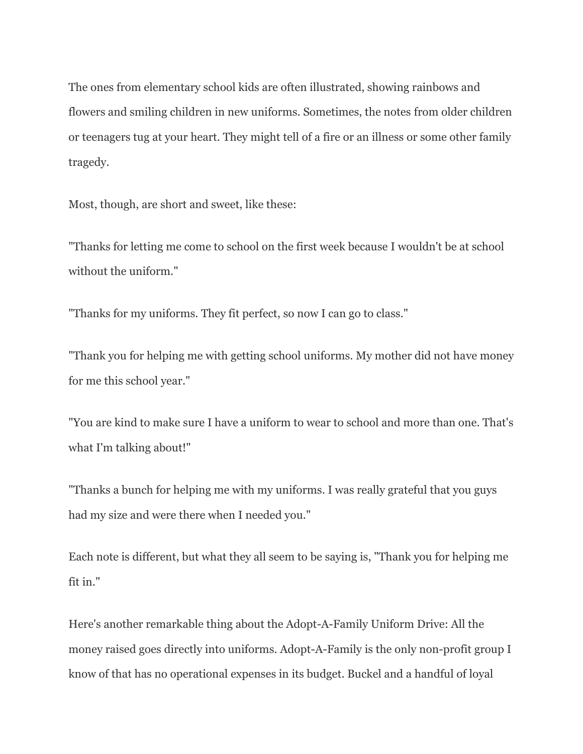The ones from elementary school kids are often illustrated, showing rainbows and flowers and smiling children in new uniforms. Sometimes, the notes from older children or teenagers tug at your heart. They might tell of a fire or an illness or some other family tragedy.

Most, though, are short and sweet, like these:

"Thanks for letting me come to school on the first week because I wouldn't be at school without the uniform."

"Thanks for my uniforms. They fit perfect, so now I can go to class."

"Thank you for helping me with getting school uniforms. My mother did not have money for me this school year."

"You are kind to make sure I have a uniform to wear to school and more than one. That's what I'm talking about!"

"Thanks a bunch for helping me with my uniforms. I was really grateful that you guys had my size and were there when I needed you."

Each note is different, but what they all seem to be saying is, "Thank you for helping me fit in."

Here's another remarkable thing about the Adopt-A-Family Uniform Drive: All the money raised goes directly into uniforms. Adopt-A-Family is the only non-profit group I know of that has no operational expenses in its budget. Buckel and a handful of loyal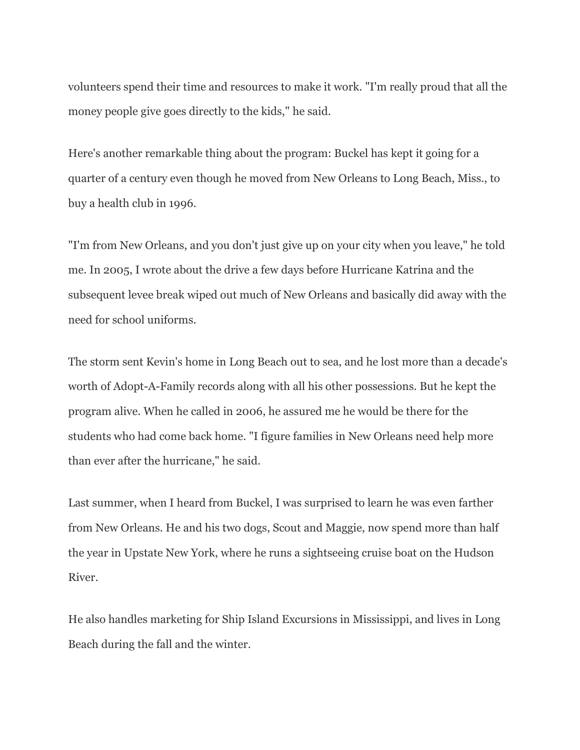volunteers spend their time and resources to make it work. "I'm really proud that all the money people give goes directly to the kids," he said.

Here's another remarkable thing about the program: Buckel has kept it going for a quarter of a century even though he moved from New Orleans to Long Beach, Miss., to buy a health club in 1996.

"I'm from New Orleans, and you don't just give up on your city when you leave," he told me. In 2005, I wrote about the drive a few days before Hurricane Katrina and the subsequent levee break wiped out much of New Orleans and basically did away with the need for school uniforms.

The storm sent Kevin's home in Long Beach out to sea, and he lost more than a decade's worth of Adopt-A-Family records along with all his other possessions. But he kept the program alive. When he called in 2006, he assured me he would be there for the students who had come back home. "I figure families in New Orleans need help more than ever after the hurricane," he said.

Last summer, when I heard from Buckel, I was surprised to learn he was even farther from New Orleans. He and his two dogs, Scout and Maggie, now spend more than half the year in Upstate New York, where he runs a sightseeing cruise boat on the Hudson River.

He also handles marketing for Ship Island Excursions in Mississippi, and lives in Long Beach during the fall and the winter.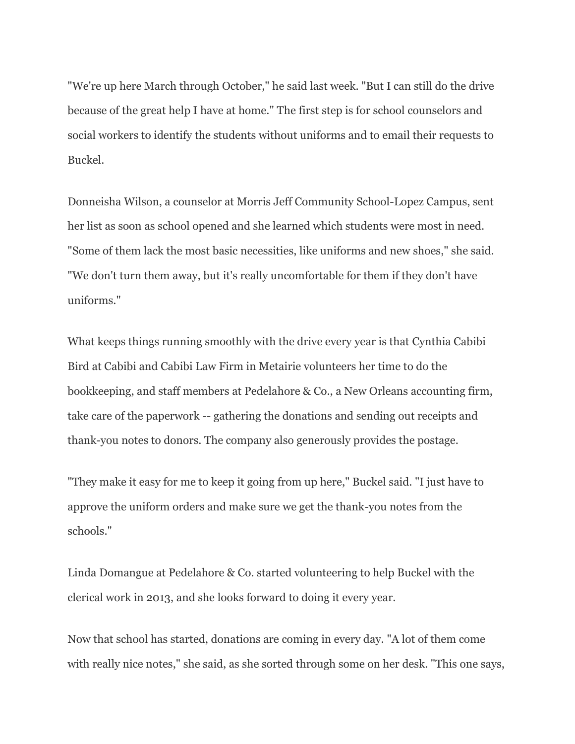"We're up here March through October," he said last week. "But I can still do the drive because of the great help I have at home." The first step is for school counselors and social workers to identify the students without uniforms and to email their requests to Buckel.

Donneisha Wilson, a counselor at Morris Jeff Community School-Lopez Campus, sent her list as soon as school opened and she learned which students were most in need. "Some of them lack the most basic necessities, like uniforms and new shoes," she said. "We don't turn them away, but it's really uncomfortable for them if they don't have uniforms."

What keeps things running smoothly with the drive every year is that Cynthia Cabibi Bird at Cabibi and Cabibi Law Firm in Metairie volunteers her time to do the bookkeeping, and staff members at Pedelahore & Co., a New Orleans accounting firm, take care of the paperwork -- gathering the donations and sending out receipts and thank-you notes to donors. The company also generously provides the postage.

"They make it easy for me to keep it going from up here," Buckel said. "I just have to approve the uniform orders and make sure we get the thank-you notes from the schools."

Linda Domangue at Pedelahore & Co. started volunteering to help Buckel with the clerical work in 2013, and she looks forward to doing it every year.

Now that school has started, donations are coming in every day. "A lot of them come with really nice notes," she said, as she sorted through some on her desk. "This one says,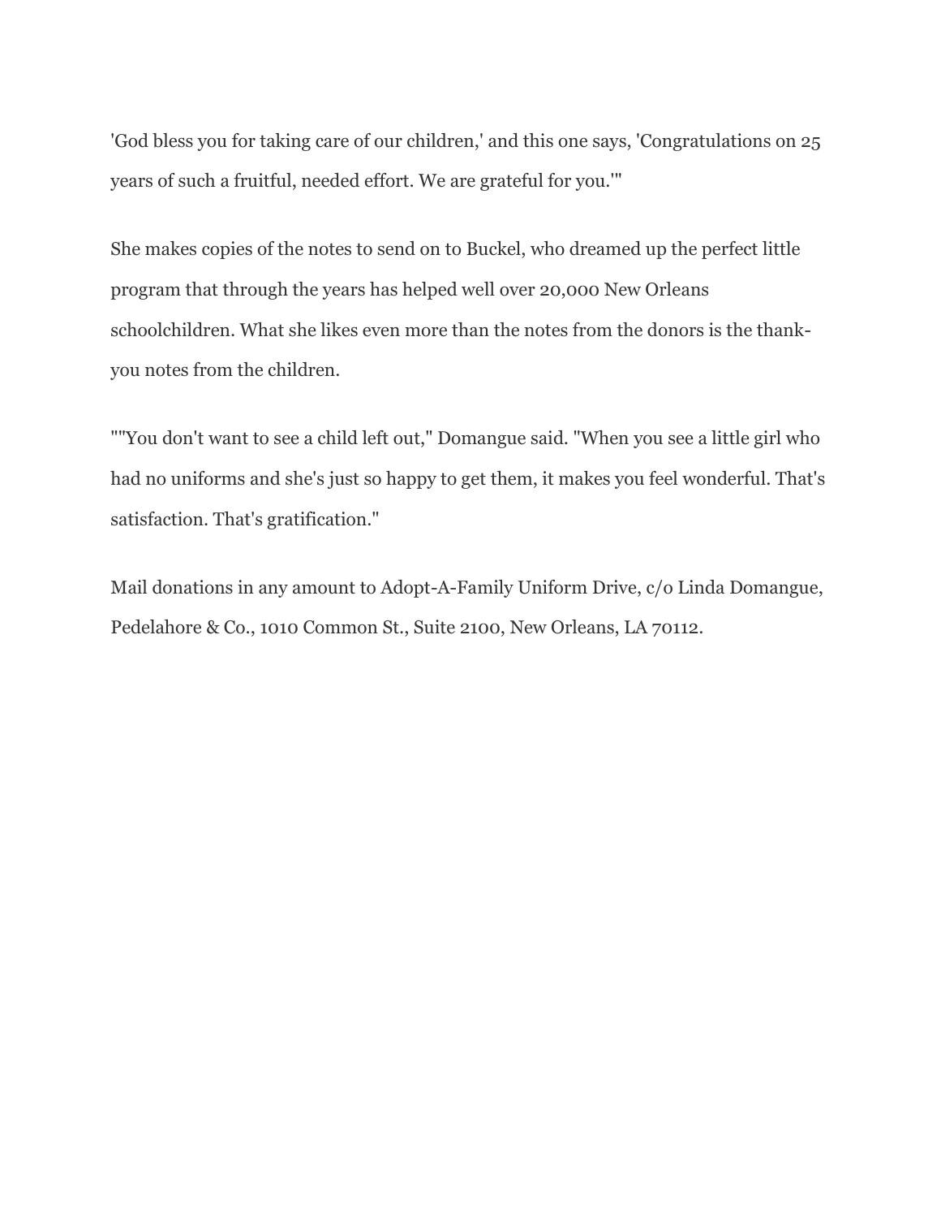'God bless you for taking care of our children,' and this one says, 'Congratulations on 25 years of such a fruitful, needed effort. We are grateful for you.'"

She makes copies of the notes to send on to Buckel, who dreamed up the perfect little program that through the years has helped well over 20,000 New Orleans schoolchildren. What she likes even more than the notes from the donors is the thank-you notes from the children.

""You don't want to see a child left out," Domangue said. "When you see a little girl who had no uniforms and she's just so happy to get them, it makes you feel wonderful. That's satisfaction. That's gratification."

Mail donations in any amount to Adopt-A-Family Uniform Drive, c/o Linda Domangue, Pedelahore & Co., 1010 Common St., Suite 2100, New Orleans, LA 70112.